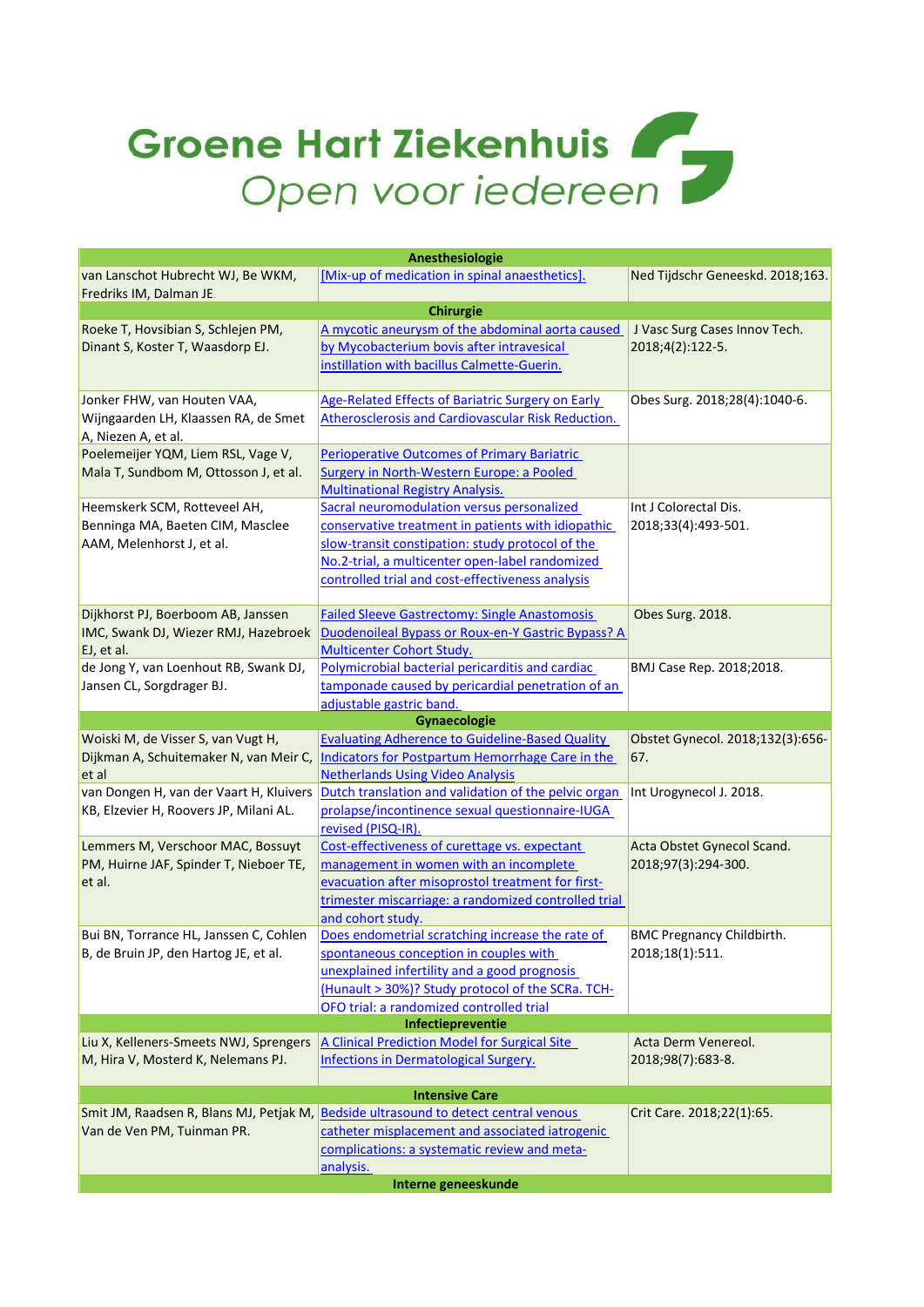# Groene Hart Ziekenhuis

*Open voor iedereen*

| Anesthesiologie | | |
|---|---|---|
| van Lanschot Hubrecht WJ, Be WKM, Fredriks IM, Dalman JE. | [Mix-up of medication in spinal anaesthetics]. | Ned Tijdschr Geneeskd. 2018;163. |
| **Chirurgie** | | |
| Roeke T, Hovsibian S, Schlejen PM, Dinant S, Koster T, Waasdorp EJ. | A mycotic aneurysm of the abdominal aorta caused by Mycobacterium bovis after intravesical instillation with bacillus Calmette-Guerin. | J Vasc Surg Cases Innov Tech. 2018;4(2):122-5. |
| Jonker FHW, van Houten VAA, Wijngaarden LH, Klaassen RA, de Smet A, Niezen A, et al. | Age-Related Effects of Bariatric Surgery on Early Atherosclerosis and Cardiovascular Risk Reduction. | Obes Surg. 2018;28(4):1040-6. |
| Poelemeijer YQM, Liem RSL, Vage V, Mala T, Sundbom M, Ottosson J, et al. | Perioperative Outcomes of Primary Bariatric Surgery in North-Western Europe: a Pooled Multinational Registry Analysis. | |
| Heemskerk SCM, Rotteveel AH, Benninga MA, Baeten CIM, Masclee AAM, Melenhorst J, et al. | Sacral neuromodulation versus personalized conservative treatment in patients with idiopathic slow-transit constipation: study protocol of the No.2-trial, a multicenter open-label randomized controlled trial and cost-effectiveness analysis | Int J Colorectal Dis. 2018;33(4):493-501. |
| Dijkhorst PJ, Boerboom AB, Janssen IMC, Swank DJ, Wiezer RMJ, Hazebroek EJ, et al. | Failed Sleeve Gastrectomy: Single Anastomosis Duodenoileal Bypass or Roux-en-Y Gastric Bypass? A Multicenter Cohort Study. | Obes Surg. 2018. |
| de Jong Y, van Loenhout RB, Swank DJ, Jansen CL, Sorgdrager BJ. | Polymicrobial bacterial pericarditis and cardiac tamponade caused by pericardial penetration of an adjustable gastric band. | BMJ Case Rep. 2018;2018. |
| **Gynaecologie** | | |
| Woiski M, de Visser S, van Vugt H, Dijkman A, Schuitemaker N, van Meir C, et al | Evaluating Adherence to Guideline-Based Quality Indicators for Postpartum Hemorrhage Care in the Netherlands Using Video Analysis | Obstet Gynecol. 2018;132(3):656-67. |
| van Dongen H, van der Vaart H, Kluivers KB, Elzevier H, Roovers JP, Milani AL. | Dutch translation and validation of the pelvic organ prolapse/incontinence sexual questionnaire-IUGA revised (PISQ-IR). | Int Urogynecol J. 2018. |
| Lemmers M, Verschoor MAC, Bossuyt PM, Huirne JAF, Spinder T, Nieboer TE, et al. | Cost-effectiveness of curettage vs. expectant management in women with an incomplete evacuation after misoprostol treatment for first-trimester miscarriage: a randomized controlled trial and cohort study. | Acta Obstet Gynecol Scand. 2018;97(3):294-300. |
| Bui BN, Torrance HL, Janssen C, Cohlen B, de Bruin JP, den Hartog JE, et al. | Does endometrial scratching increase the rate of spontaneous conception in couples with unexplained infertility and a good prognosis (Hunault > 30%)? Study protocol of the SCRa. TCH-OFO trial: a randomized controlled trial | BMC Pregnancy Childbirth. 2018;18(1):511. |
| **Infectiepreventie** | | |
| Liu X, Kelleners-Smeets NWJ, Sprengers M, Hira V, Mosterd K, Nelemans PJ. | A Clinical Prediction Model for Surgical Site Infections in Dermatological Surgery. | Acta Derm Venereol. 2018;98(7):683-8. |
| **Intensive Care** | | |
| Smit JM, Raadsen R, Blans MJ, Petjak M, Van de Ven PM, Tuinman PR. | Bedside ultrasound to detect central venous catheter misplacement and associated iatrogenic complications: a systematic review and meta-analysis. | Crit Care. 2018;22(1):65. |
| **Interne geneeskunde** | | |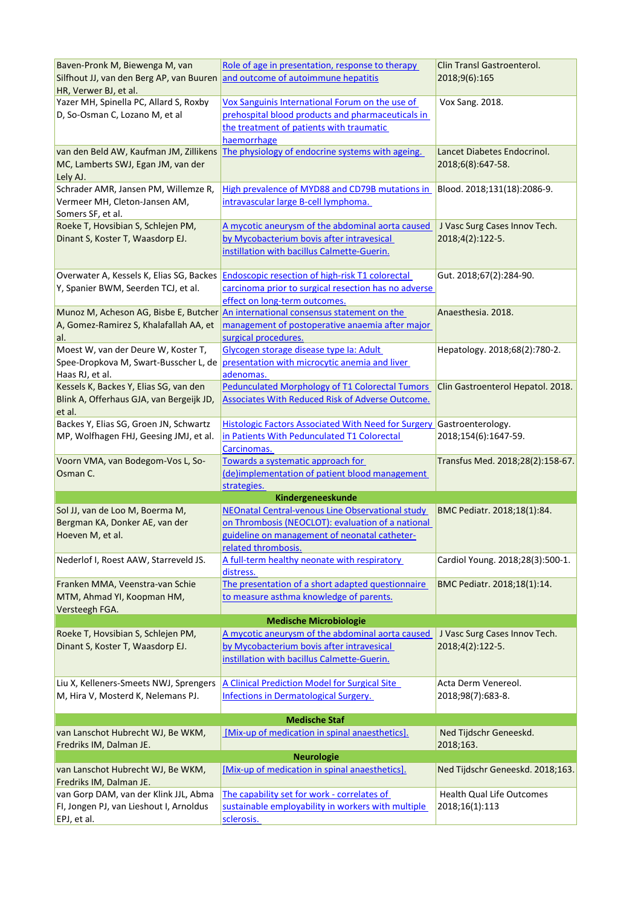| | | |
|---|---|---|
| Baven-Pronk M, Biewenga M, van Silfhout JJ, van den Berg AP, van Buuren HR, Verwer BJ, et al. | Role of age in presentation, response to therapy and outcome of autoimmune hepatitis | Clin Transl Gastroenterol. 2018;9(6):165 |
| Yazer MH, Spinella PC, Allard S, Roxby D, So-Osman C, Lozano M, et al | Vox Sanguinis International Forum on the use of prehospital blood products and pharmaceuticals in the treatment of patients with traumatic haemorrhage | Vox Sang. 2018. |
| van den Beld AW, Kaufman JM, Zillikens MC, Lamberts SWJ, Egan JM, van der Lely AJ. | The physiology of endocrine systems with ageing. | Lancet Diabetes Endocrinol. 2018;6(8):647-58. |
| Schrader AMR, Jansen PM, Willemze R, Vermeer MH, Cleton-Jansen AM, Somers SF, et al. | High prevalence of MYD88 and CD79B mutations in intravascular large B-cell lymphoma. | Blood. 2018;131(18):2086-9. |
| Roeke T, Hovsibian S, Schlejen PM, Dinant S, Koster T, Waasdorp EJ. | A mycotic aneurysm of the abdominal aorta caused by Mycobacterium bovis after intravesical instillation with bacillus Calmette-Guerin. | J Vasc Surg Cases Innov Tech. 2018;4(2):122-5. |
| Overwater A, Kessels K, Elias SG, Backes Y, Spanier BWM, Seerden TCJ, et al. | Endoscopic resection of high-risk T1 colorectal carcinoma prior to surgical resection has no adverse effect on long-term outcomes. | Gut. 2018;67(2):284-90. |
| Munoz M, Acheson AG, Bisbe E, Butcher A, Gomez-Ramirez S, Khalafallah AA, et al. | An international consensus statement on the management of postoperative anaemia after major surgical procedures. | Anaesthesia. 2018. |
| Moest W, van der Deure W, Koster T, Spee-Dropkova M, Swart-Busscher L, de Haas RJ, et al. | Glycogen storage disease type Ia: Adult presentation with microcytic anemia and liver adenomas. | Hepatology. 2018;68(2):780-2. |
| Kessels K, Backes Y, Elias SG, van den Blink A, Offerhaus GJA, van Bergeijk JD, et al. | Pedunculated Morphology of T1 Colorectal Tumors Associates With Reduced Risk of Adverse Outcome. | Clin Gastroenterol Hepatol. 2018. |
| Backes Y, Elias SG, Groen JN, Schwartz MP, Wolfhagen FHJ, Geesing JMJ, et al. | Histologic Factors Associated With Need for Surgery in Patients With Pedunculated T1 Colorectal Carcinomas. | Gastroenterology. 2018;154(6):1647-59. |
| Voorn VMA, van Bodegom-Vos L, So-Osman C. | Towards a systematic approach for (de)implementation of patient blood management strategies. | Transfus Med. 2018;28(2):158-67. |
| **Kindergeneeskunde** | | |
| Sol JJ, van de Loo M, Boerma M, Bergman KA, Donker AE, van der Hoeven M, et al. | NEOnatal Central-venous Line Observational study on Thrombosis (NEOCLOT): evaluation of a national guideline on management of neonatal catheter-related thrombosis. | BMC Pediatr. 2018;18(1):84. |
| Nederlof I, Roest AAW, Starreveld JS. | A full-term healthy neonate with respiratory distress. | Cardiol Young. 2018;28(3):500-1. |
| Franken MMA, Veenstra-van Schie MTM, Ahmad YI, Koopman HM, Versteegh FGA. | The presentation of a short adapted questionnaire to measure asthma knowledge of parents. | BMC Pediatr. 2018;18(1):14. |
| **Medische Microbiologie** | | |
| Roeke T, Hovsibian S, Schlejen PM, Dinant S, Koster T, Waasdorp EJ. | A mycotic aneurysm of the abdominal aorta caused by Mycobacterium bovis after intravesical instillation with bacillus Calmette-Guerin. | J Vasc Surg Cases Innov Tech. 2018;4(2):122-5. |
| Liu X, Kelleners-Smeets NWJ, Sprengers M, Hira V, Mosterd K, Nelemans PJ. | A Clinical Prediction Model for Surgical Site Infections in Dermatological Surgery. | Acta Derm Venereol. 2018;98(7):683-8. |
| **Medische Staf** | | |
| van Lanschot Hubrecht WJ, Be WKM, Fredriks IM, Dalman JE. | [Mix-up of medication in spinal anaesthetics]. | Ned Tijdschr Geneeskd. 2018;163. |
| **Neurologie** | | |
| van Lanschot Hubrecht WJ, Be WKM, Fredriks IM, Dalman JE. | [Mix-up of medication in spinal anaesthetics]. | Ned Tijdschr Geneeskd. 2018;163. |
| van Gorp DAM, van der Klink JJL, Abma FI, Jongen PJ, van Lieshout I, Arnoldus EPJ, et al. | The capability set for work - correlates of sustainable employability in workers with multiple sclerosis. | Health Qual Life Outcomes 2018;16(1):113 |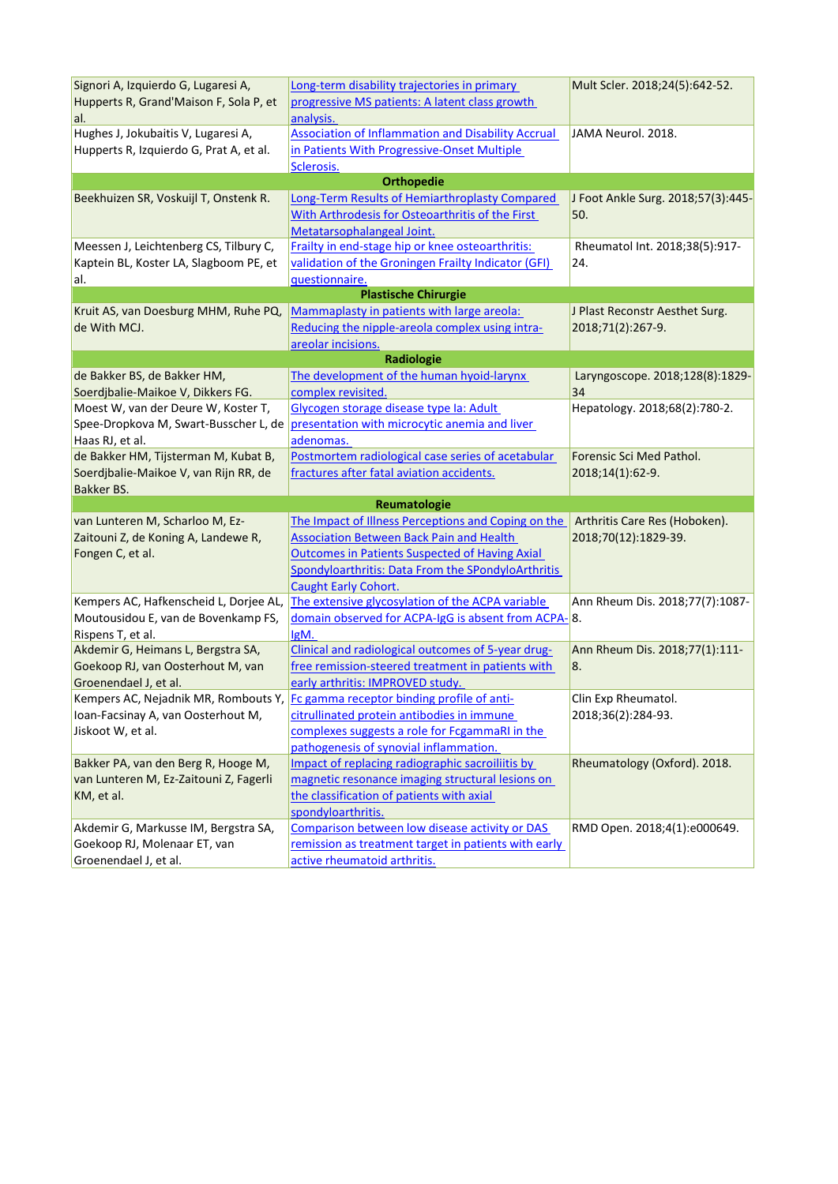| | | |
|---|---|---|
| Signori A, Izquierdo G, Lugaresi A, Huppers R, Grand'Maison F, Sola P, et al. | Long-term disability trajectories in primary progressive MS patients: A latent class growth analysis. | Mult Scler. 2018;24(5):642-52. |
| Hughes J, Jokubaitis V, Lugaresi A, Hupperts R, Izquierdo G, Prat A, et al. | Association of Inflammation and Disability Accrual in Patients With Progressive-Onset Multiple Sclerosis. | JAMA Neurol. 2018. |
| **Orthopedie** | | |
| Beekhuizen SR, Voskuijl T, Onstenk R. | Long-Term Results of Hemiarthroplasty Compared With Arthrodesis for Osteoarthritis of the First Metatarsophalangeal Joint. | J Foot Ankle Surg. 2018;57(3):445-50. |
| Meessen J, Leichtenberg CS, Tilbury C, Kaptein BL, Koster LA, Slagboom PE, et al. | Frailty in end-stage hip or knee osteoarthritis: validation of the Groningen Frailty Indicator (GFI) questionnaire. | Rheumatol Int. 2018;38(5):917-24. |
| **Plastische Chirurgie** | | |
| Kruit AS, van Doesburg MHM, Ruhe PQ, de With MCJ. | Mammaplasty in patients with large areola: Reducing the nipple-areola complex using intra-areolar incisions. | J Plast Reconstr Aesthet Surg. 2018;71(2):267-9. |
| **Radiologie** | | |
| de Bakker BS, de Bakker HM, Soerdjbalie-Maikoe V, Dikkers FG. | The development of the human hyoid-larynx complex revisited. | Laryngoscope. 2018;128(8):1829-34 |
| Moest W, van der Deure W, Koster T, Spee-Dropkova M, Swart-Busscher L, de Haas RJ, et al. | Glycogen storage disease type Ia: Adult presentation with microcytic anemia and liver adenomas. | Hepatology. 2018;68(2):780-2. |
| de Bakker HM, Tijsterman M, Kubat B, Soerdjbalie-Maikoe V, van Rijn RR, de Bakker BS. | Postmortem radiological case series of acetabular fractures after fatal aviation accidents. | Forensic Sci Med Pathol. 2018;14(1):62-9. |
| **Reumatologie** | | |
| van Lunteren M, Scharloo M, Ez-Zaitouni Z, de Koning A, Landewe R, Fongen C, et al. | The Impact of Illness Perceptions and Coping on the Association Between Back Pain and Health Outcomes in Patients Suspected of Having Axial Spondyloarthritis: Data From the SPondyloArthritis Caught Early Cohort. | Arthritis Care Res (Hoboken). 2018;70(12):1829-39. |
| Kempers AC, Hafkenscheid L, Dorjee AL, Moutousidou E, van de Bovenkamp FS, Rispens T, et al. | The extensive glycosylation of the ACPA variable domain observed for ACPA-IgG is absent from ACPA-IgM. | Ann Rheum Dis. 2018;77(7):1087-8. |
| Akdemir G, Heimans L, Bergstra SA, Goekoop RJ, van Oosterhout M, van Groenendael J, et al. | Clinical and radiological outcomes of 5-year drug-free remission-steered treatment in patients with early arthritis: IMPROVED study. | Ann Rheum Dis. 2018;77(1):111-8. |
| Kempers AC, Nejadnik MR, Rombouts Y, Ioan-Facsinay A, van Oosterhout M, Jiskoot W, et al. | Fc gamma receptor binding profile of anti-citrullinated protein antibodies in immune complexes suggests a role for FcgammaRI in the pathogenesis of synovial inflammation. | Clin Exp Rheumatol. 2018;36(2):284-93. |
| Bakker PA, van den Berg R, Hooge M, van Lunteren M, Ez-Zaitouni Z, Fagerli KM, et al. | Impact of replacing radiographic sacroiliitis by magnetic resonance imaging structural lesions on the classification of patients with axial spondyloarthritis. | Rheumatology (Oxford). 2018. |
| Akdemir G, Markusse IM, Bergstra SA, Goekoop RJ, Molenaar ET, van Groenendael J, et al. | Comparison between low disease activity or DAS remission as treatment target in patients with early active rheumatoid arthritis. | RMD Open. 2018;4(1):e000649. |